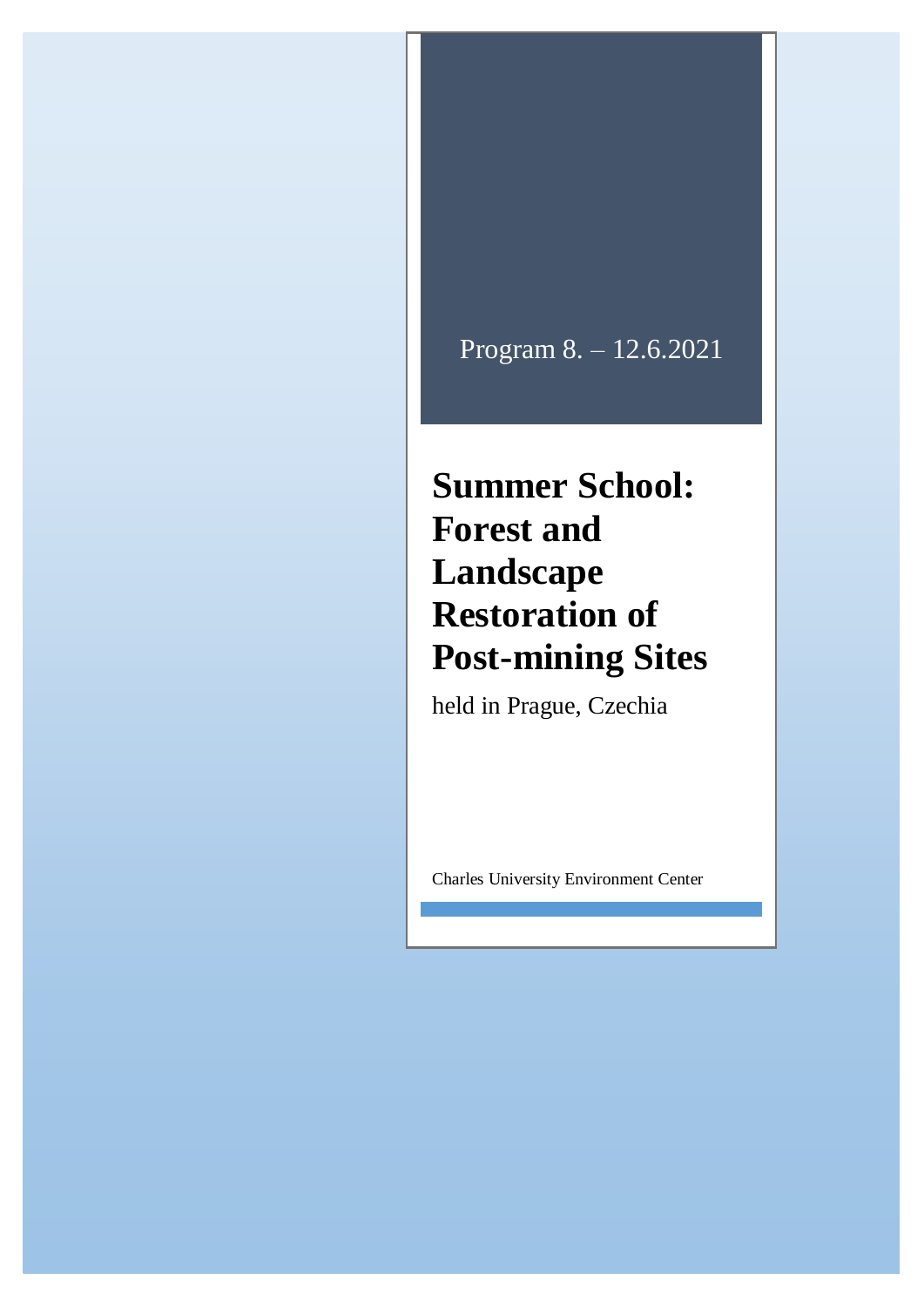Program 8. – 12.6.2021

# Summer School: Forest and Landscape Restoration of Post-mining Sites

held in Prague, Czechia

Charles University Environment Center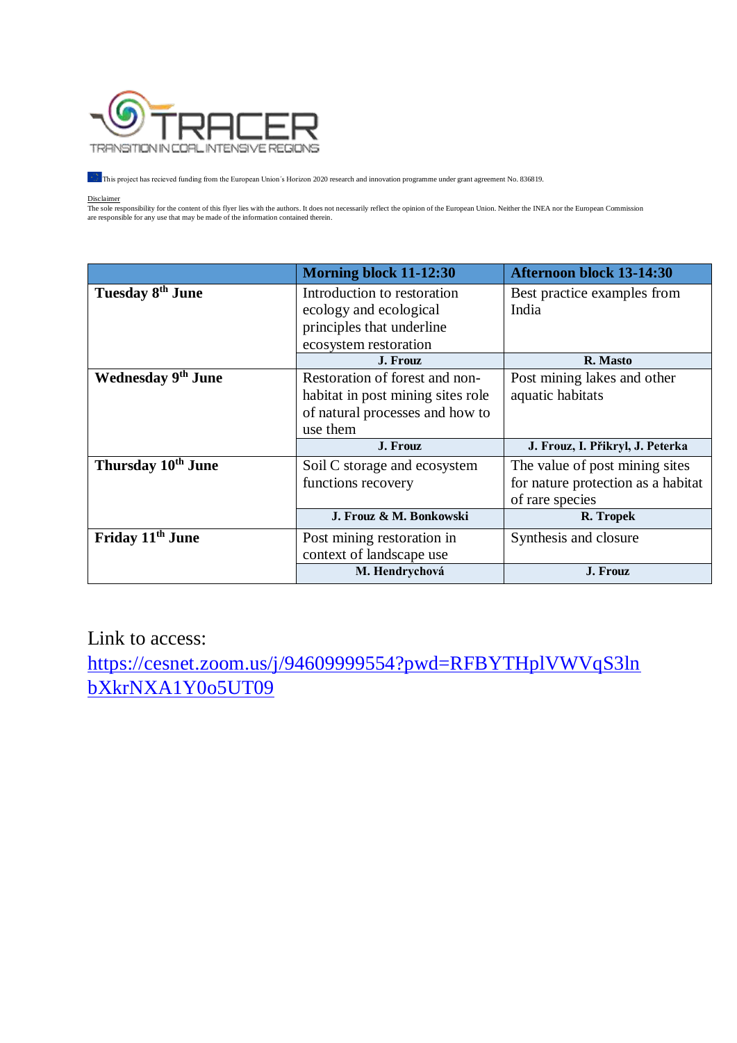TRACER
TRANSITION IN COAL INTENSIVE REGIONS

This project has recieved funding from the European Union´s Horizon 2020 research and innovation programme under grant agreement No. 836819.

Disclaimer
The sole responsibility for the content of this flyer lies with the authors. It does not necessarily reflect the opinion of the European Union. Neither the INEA nor the European Commission are responsible for any use that may be made of the information contained therein.

| | **Morning block 11-12:30** | **Afternoon block 13-14:30** |
|---|---|---|
| **Tuesday 8th June** | Introduction to restoration ecology and ecological principles that underline ecosystem restoration | Best practice examples from India |
| | **J. Frouz** | **R. Masto** |
| **Wednesday 9th June** | Restoration of forest and non-habitat in post mining sites role of natural processes and how to use them | Post mining lakes and other aquatic habitats |
| | **J. Frouz** | **J. Frouz, I. Přikryl, J. Peterka** |
| **Thursday 10th June** | Soil C storage and ecosystem functions recovery | The value of post mining sites for nature protection as a habitat of rare species |
| | **J. Frouz & M. Bonkowski** | **R. Tropek** |
| **Friday 11th June** | Post mining restoration in context of landscape use | Synthesis and closure |
| | **M. Hendrychová** | **J. Frouz** |

Link to access:
https://cesnet.zoom.us/j/94609999554?pwd=RFBYTHplVWVqS3lnbXkrNXA1Y0o5UT09